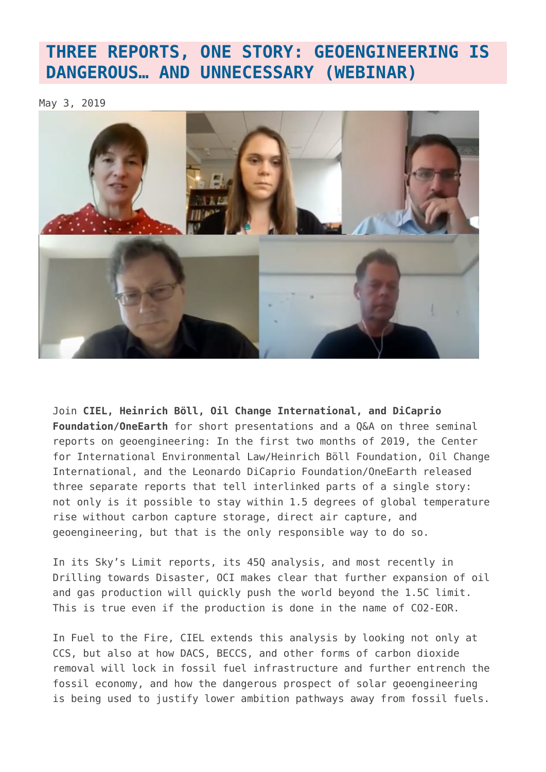# THREE REPORTS, ONE STORY: GEOENGINEERING IS DANGEROUS… AND UNNECESSARY (WEBINAR)

May 3, 2019

Join **CIEL, Heinrich Böll, Oil Change International, and DiCaprio Foundation/OneEarth** for short presentations and a Q&A on three seminal reports on geoengineering: In the first two months of 2019, the Center for International Environmental Law/Heinrich Böll Foundation, Oil Change International, and the Leonardo DiCaprio Foundation/OneEarth released three separate reports that tell interlinked parts of a single story: not only is it possible to stay within 1.5 degrees of global temperature rise without carbon capture storage, direct air capture, and geoengineering, but that is the only responsible way to do so.

In its Sky's Limit reports, its 45Q analysis, and most recently in Drilling towards Disaster, OCI makes clear that further expansion of oil and gas production will quickly push the world beyond the 1.5C limit. This is true even if the production is done in the name of $CO_2$-EOR.

In Fuel to the Fire, CIEL extends this analysis by looking not only at CCS, but also at how DACS, BECCS, and other forms of carbon dioxide removal will lock in fossil fuel infrastructure and further entrench the fossil economy, and how the dangerous prospect of solar geoengineering is being used to justify lower ambition pathways away from fossil fuels.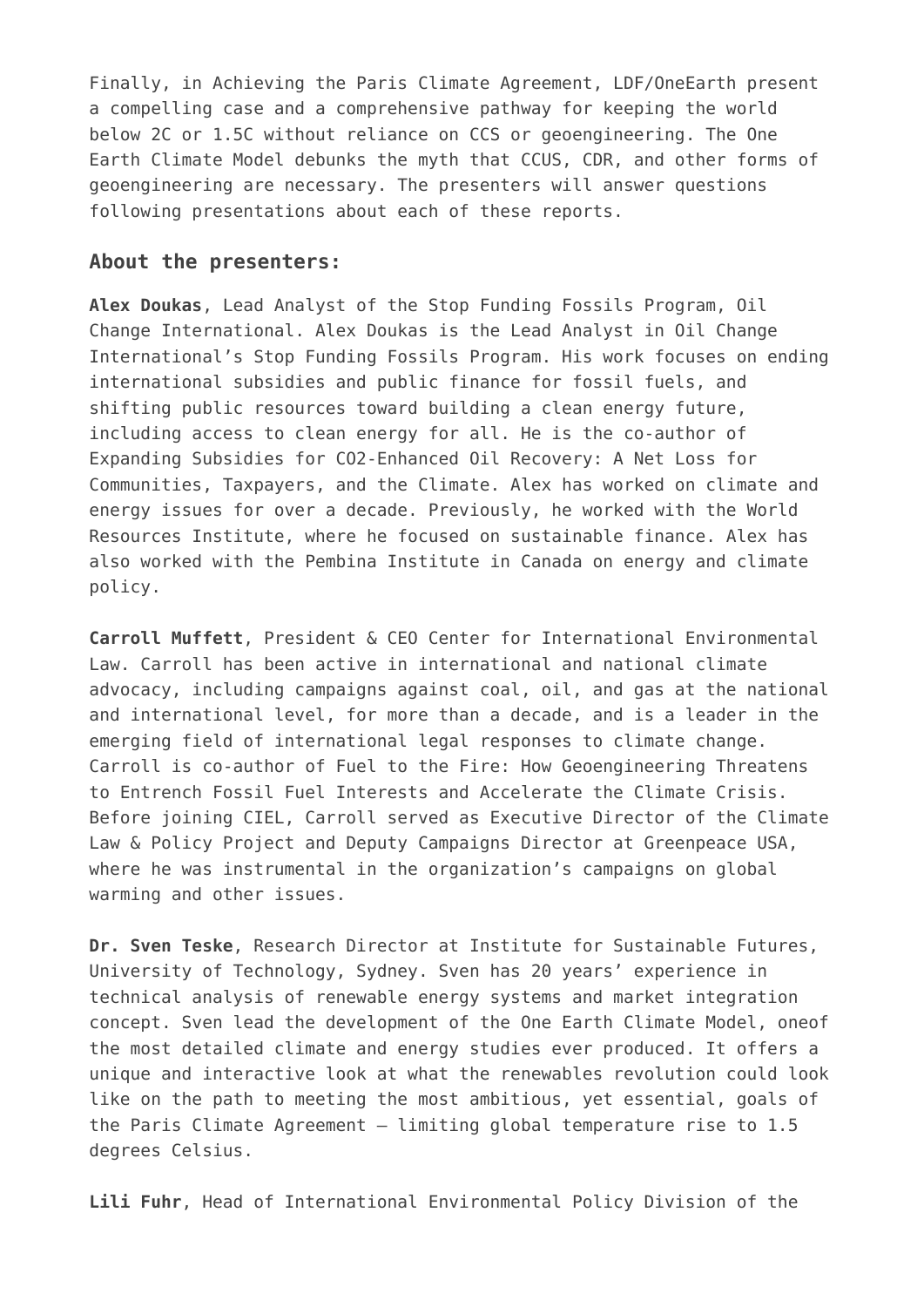Finally, in Achieving the Paris Climate Agreement, LDF/OneEarth present a compelling case and a comprehensive pathway for keeping the world below 2C or 1.5C without reliance on CCS or geoengineering. The One Earth Climate Model debunks the myth that CCUS, CDR, and other forms of geoengineering are necessary. The presenters will answer questions following presentations about each of these reports.

### About the presenters:

**Alex Doukas**, Lead Analyst of the Stop Funding Fossils Program, Oil Change International. Alex Doukas is the Lead Analyst in Oil Change International's Stop Funding Fossils Program. His work focuses on ending international subsidies and public finance for fossil fuels, and shifting public resources toward building a clean energy future, including access to clean energy for all. He is the co-author of Expanding Subsidies for CO2-Enhanced Oil Recovery: A Net Loss for Communities, Taxpayers, and the Climate. Alex has worked on climate and energy issues for over a decade. Previously, he worked with the World Resources Institute, where he focused on sustainable finance. Alex has also worked with the Pembina Institute in Canada on energy and climate policy.

**Carroll Muffett**, President & CEO Center for International Environmental Law. Carroll has been active in international and national climate advocacy, including campaigns against coal, oil, and gas at the national and international level, for more than a decade, and is a leader in the emerging field of international legal responses to climate change. Carroll is co-author of Fuel to the Fire: How Geoengineering Threatens to Entrench Fossil Fuel Interests and Accelerate the Climate Crisis. Before joining CIEL, Carroll served as Executive Director of the Climate Law & Policy Project and Deputy Campaigns Director at Greenpeace USA, where he was instrumental in the organization's campaigns on global warming and other issues.

**Dr. Sven Teske**, Research Director at Institute for Sustainable Futures, University of Technology, Sydney. Sven has 20 years' experience in technical analysis of renewable energy systems and market integration concept. Sven lead the development of the One Earth Climate Model, oneof the most detailed climate and energy studies ever produced. It offers a unique and interactive look at what the renewables revolution could look like on the path to meeting the most ambitious, yet essential, goals of the Paris Climate Agreement – limiting global temperature rise to 1.5 degrees Celsius.

**Lili Fuhr**, Head of International Environmental Policy Division of the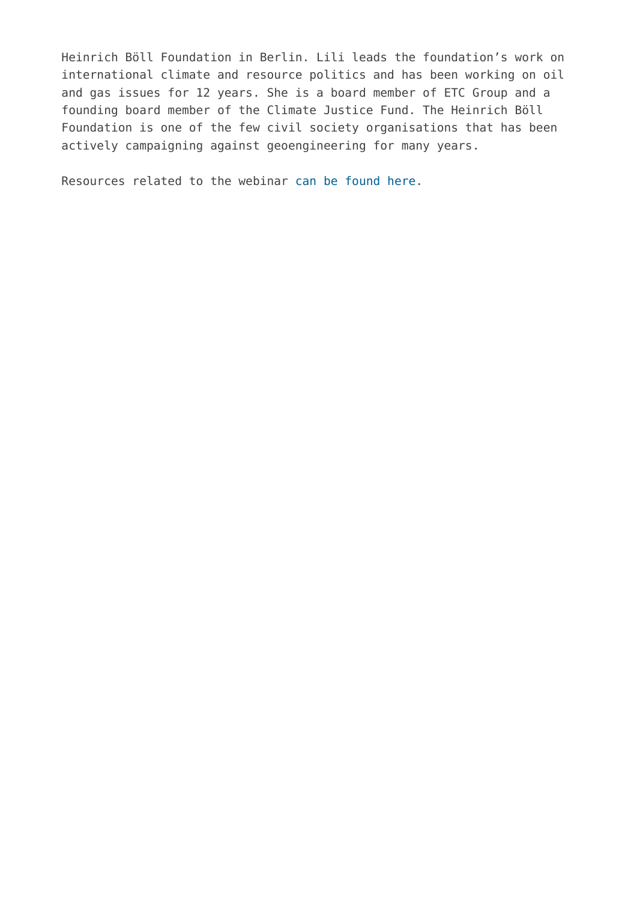Heinrich Böll Foundation in Berlin. Lili leads the foundation's work on international climate and resource politics and has been working on oil and gas issues for 12 years. She is a board member of ETC Group and a founding board member of the Climate Justice Fund. The Heinrich Böll Foundation is one of the few civil society organisations that has been actively campaigning against geoengineering for many years.

Resources related to the webinar can be found here.